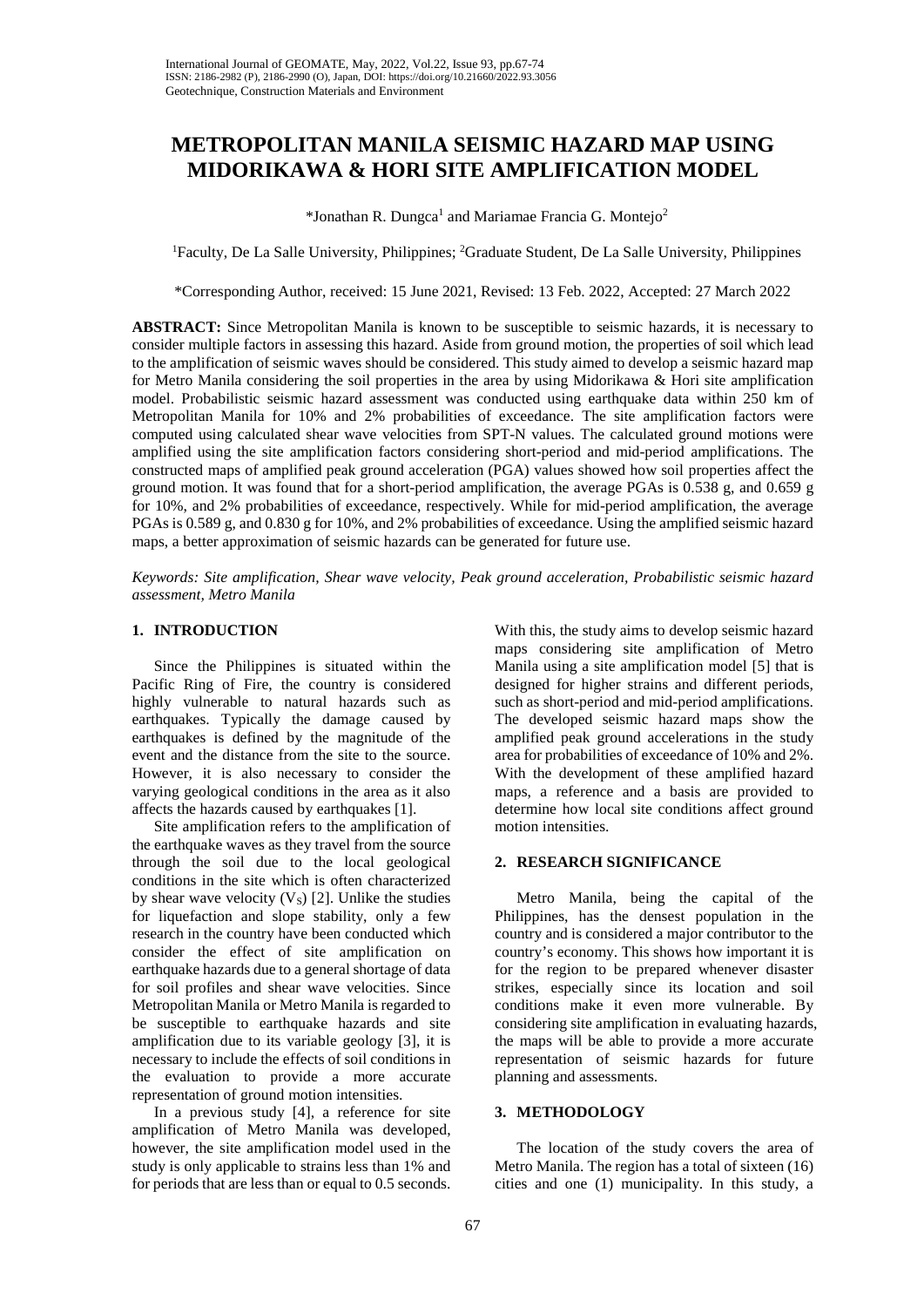# METROPOLITAN MANILA SEISMIC HAZARD MAP USING MIDORIKAWA & HORI SITE AMPLIFICATION MODEL

*Jonathan R. Dungca[1] and Mariamae Francia G. Montejo[2]

[1]Faculty, De La Salle University, Philippines; [2]Graduate Student, De La Salle University, Philippines

*Corresponding Author, received: 15 June 2021, Revised: 13 Feb. 2022, Accepted: 27 March 2022

**ABSTRACT:** Since Metropolitan Manila is known to be susceptible to seismic hazards, it is necessary to consider multiple factors in assessing this hazard. Aside from ground motion, the properties of soil which lead to the amplification of seismic waves should be considered. This study aimed to develop a seismic hazard map for Metro Manila considering the soil properties in the area by using Midorikawa & Hori site amplification model. Probabilistic seismic hazard assessment was conducted using earthquake data within 250 km of Metropolitan Manila for 10% and 2% probabilities of exceedance. The site amplification factors were computed using calculated shear wave velocities from SPT-N values. The calculated ground motions were amplified using the site amplification factors considering short-period and mid-period amplifications. The constructed maps of amplified peak ground acceleration (PGA) values showed how soil properties affect the ground motion. It was found that for a short-period amplification, the average PGAs is 0.538 g, and 0.659 g for 10%, and 2% probabilities of exceedance, respectively. While for mid-period amplification, the average PGAs is 0.589 g, and 0.830 g for 10%, and 2% probabilities of exceedance. Using the amplified seismic hazard maps, a better approximation of seismic hazards can be generated for future use.

*Keywords: Site amplification, Shear wave velocity, Peak ground acceleration, Probabilistic seismic hazard assessment, Metro Manila*

## 1. INTRODUCTION

Since the Philippines is situated within the Pacific Ring of Fire, the country is considered highly vulnerable to natural hazards such as earthquakes. Typically the damage caused by earthquakes is defined by the magnitude of the event and the distance from the site to the source. However, it is also necessary to consider the varying geological conditions in the area as it also affects the hazards caused by earthquakes [1].

Site amplification refers to the amplification of the earthquake waves as they travel from the source through the soil due to the local geological conditions in the site which is often characterized by shear wave velocity ($V_S$) [2]. Unlike the studies for liquefaction and slope stability, only a few research in the country have been conducted which consider the effect of site amplification on earthquake hazards due to a general shortage of data for soil profiles and shear wave velocities. Since Metropolitan Manila or Metro Manila is regarded to be susceptible to earthquake hazards and site amplification due to its variable geology [3], it is necessary to include the effects of soil conditions in the evaluation to provide a more accurate representation of ground motion intensities.

In a previous study [4], a reference for site amplification of Metro Manila was developed, however, the site amplification model used in the study is only applicable to strains less than 1% and for periods that are less than or equal to 0.5 seconds. With this, the study aims to develop seismic hazard maps considering site amplification of Metro Manila using a site amplification model [5] that is designed for higher strains and different periods, such as short-period and mid-period amplifications. The developed seismic hazard maps show the amplified peak ground accelerations in the study area for probabilities of exceedance of 10% and 2%. With the development of these amplified hazard maps, a reference and a basis are provided to determine how local site conditions affect ground motion intensities.

## 2. RESEARCH SIGNIFICANCE

Metro Manila, being the capital of the Philippines, has the densest population in the country and is considered a major contributor to the country's economy. This shows how important it is for the region to be prepared whenever disaster strikes, especially since its location and soil conditions make it even more vulnerable. By considering site amplification in evaluating hazards, the maps will be able to provide a more accurate representation of seismic hazards for future planning and assessments.

## 3. METHODOLOGY

The location of the study covers the area of Metro Manila. The region has a total of sixteen (16) cities and one (1) municipality. In this study, a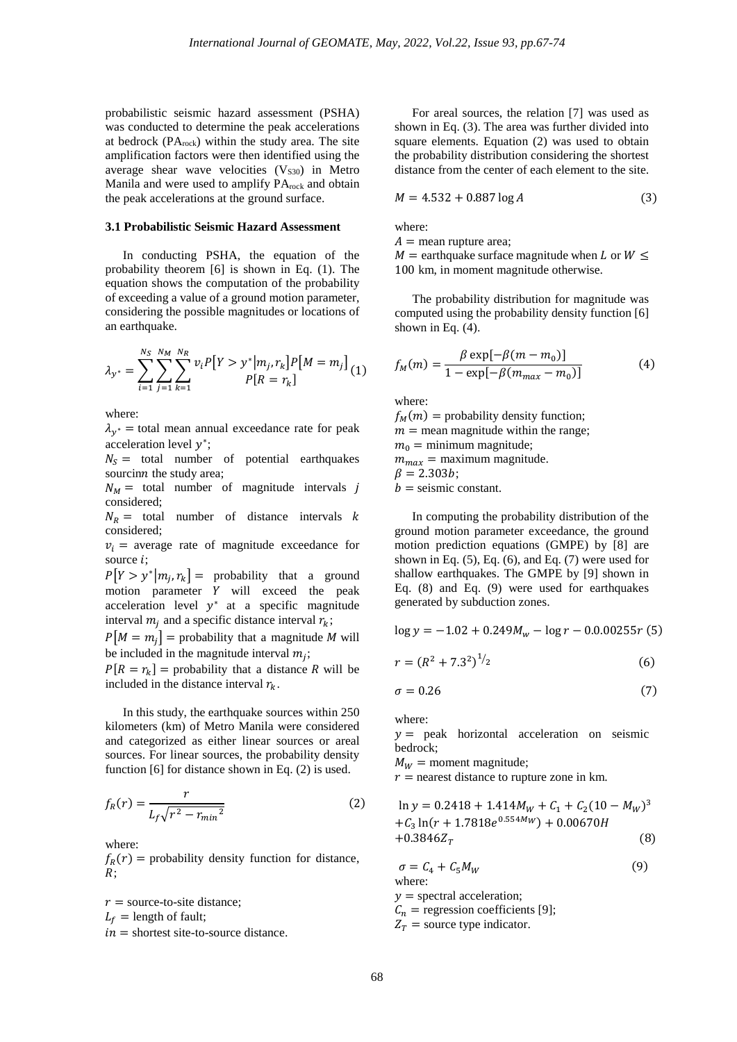probabilistic seismic hazard assessment (PSHA) was conducted to determine the peak accelerations at bedrock ($PA_{rock}$) within the study area. The site amplification factors were then identified using the average shear wave velocities ($V_{S30}$) in Metro Manila and were used to amplify $PA_{rock}$ and obtain the peak accelerations at the ground surface.

### 3.1 Probabilistic Seismic Hazard Assessment

In conducting PSHA, the equation of the probability theorem [6] is shown in Eq. (1). The equation shows the computation of the probability of exceeding a value of a ground motion parameter, considering the possible magnitudes or locations of an earthquake.

$$\lambda_{y^*} = \sum_{i=1}^{N_S} \sum_{j=1}^{N_M} \sum_{k=1}^{N_R} v_i P\left[Y > y^* \middle| m_j, r_k\right] P\left[M = m_j\right] P[R = r_k] \quad (1)$$

where:
$\lambda_{y^*}$ = total mean annual exceedance rate for peak acceleration level $y^*$;
$N_S$ = total number of potential earthquakes sourcin$n$ the study area;
$N_M$ = total number of magnitude intervals $j$ considered;
$N_R$ = total number of distance intervals $k$ considered;
$v_i$ = average rate of magnitude exceedance for source $i$;
$P\left[Y > y^* \middle| m_j, r_k\right]$ = probability that a ground motion parameter $Y$ will exceed the peak acceleration level $y^*$ at a specific magnitude interval $m_j$ and a specific distance interval $r_k$;
$P\left[M = m_j\right]$ = probability that a magnitude $M$ will be included in the magnitude interval $m_j$;
$P[R = r_k]$ = probability that a distance $R$ will be included in the distance interval $r_k$.

In this study, the earthquake sources within 250 kilometers (km) of Metro Manila were considered and categorized as either linear sources or areal sources. For linear sources, the probability density function [6] for distance shown in Eq. (2) is used.

$$f_R(r) = \frac{r}{L_f\sqrt{r^2 - {r_{min}}^2}} \quad (2)$$

where:
$f_R(r)$ = probability density function for distance, $R$;

$r$ = source-to-site distance;
$L_f$ = length of fault;
$in$ = shortest site-to-source distance.

For areal sources, the relation [7] was used as shown in Eq. (3). The area was further divided into square elements. Equation (2) was used to obtain the probability distribution considering the shortest distance from the center of each element to the site.

$$M = 4.532 + 0.887 \log A \quad (3)$$

where:
$A$ = mean rupture area;
$M$ = earthquake surface magnitude when $L$ or $W \leq 100$ km, in moment magnitude otherwise.

The probability distribution for magnitude was computed using the probability density function [6] shown in Eq. (4).

$$f_M(m) = \frac{\beta \exp[-\beta(m - m_0)]}{1 - \exp[-\beta(m_{max} - m_0)]} \quad (4)$$

where:
$f_M(m)$ = probability density function;
$m$ = mean magnitude within the range;
$m_0$ = minimum magnitude;
$m_{max}$ = maximum magnitude.
$\beta = 2.303b$;
$b$ = seismic constant.

In computing the probability distribution of the ground motion parameter exceedance, the ground motion prediction equations (GMPE) by [8] are shown in Eq. (5), Eq. (6), and Eq. (7) were used for shallow earthquakes. The GMPE by [9] shown in Eq. (8) and Eq. (9) were used for earthquakes generated by subduction zones.

$$\log y = -1.02 + 0.249M_w - \log r - 0.0.00255r \quad (5)$$

$$r = \left(R^2 + 7.3^2\right)^{1/2} \quad (6)$$

$$\sigma = 0.26 \quad (7)$$

where:
$y$ = peak horizontal acceleration on seismic bedrock;
$M_W$ = moment magnitude;
$r$ = nearest distance to rupture zone in km.

$$\ln y = 0.2418 + 1.414M_W + C_1 + C_2(10 - M_W)^3 + C_3 \ln(r + 1.7818e^{0.554M_W}) + 0.00670H + 0.3846Z_T \quad (8)$$

$$\sigma = C_4 + C_5 M_W \quad (9)$$

where:
$y$ = spectral acceleration;
$C_n$ = regression coefficients [9];
$Z_T$ = source type indicator.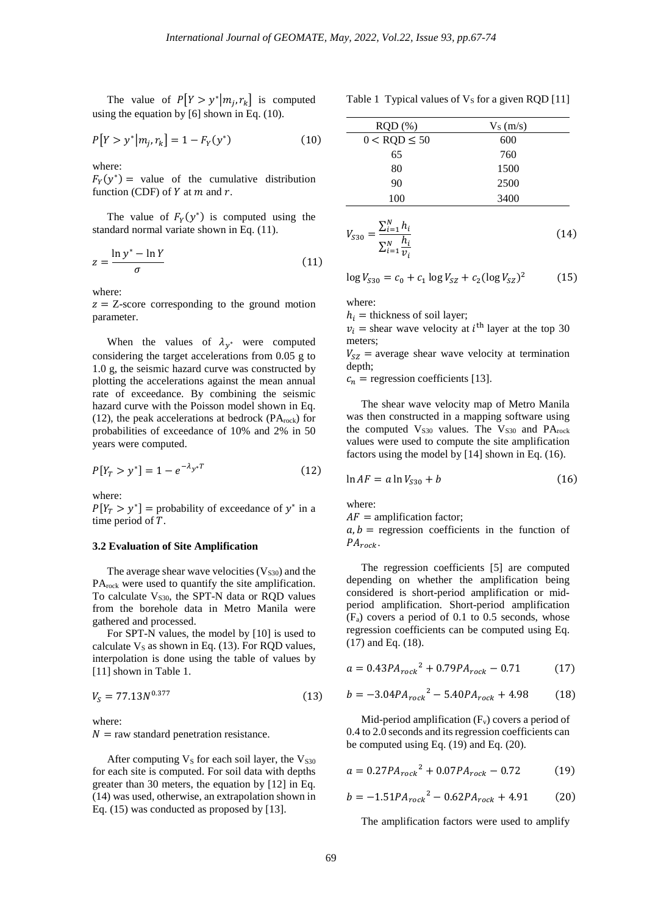The value of $P[Y > y^*|m_j, r_k]$ is computed using the equation by [6] shown in Eq. (10).

$$P[Y > y^*|m_j, r_k] = 1 - F_Y(y^*) \quad (10)$$

where:
$F_Y(y^*)$ = value of the cumulative distribution function (CDF) of $Y$ at $m$ and $r$.

The value of $F_Y(y^*)$ is computed using the standard normal variate shown in Eq. (11).

$$z = \frac{\ln y^* - \ln Y}{\sigma} \quad (11)$$

where:
$z$ = Z-score corresponding to the ground motion parameter.

When the values of $\lambda_{y^*}$ were computed considering the target accelerations from 0.05 g to 1.0 g, the seismic hazard curve was constructed by plotting the accelerations against the mean annual rate of exceedance. By combining the seismic hazard curve with the Poisson model shown in Eq. (12), the peak accelerations at bedrock ($PA_{rock}$) for probabilities of exceedance of 10% and 2% in 50 years were computed.

$$P[Y_T > y^*] = 1 - e^{-\lambda_{y^*} T} \quad (12)$$

where:
$P[Y_T > y^*]$ = probability of exceedance of $y^*$ in a time period of $T$.

### 3.2 Evaluation of Site Amplification

The average shear wave velocities ($V_{S30}$) and the $PA_{rock}$ were used to quantify the site amplification. To calculate $V_{S30}$, the SPT-N data or RQD values from the borehole data in Metro Manila were gathered and processed.

For SPT-N values, the model by [10] is used to calculate $V_S$ as shown in Eq. (13). For RQD values, interpolation is done using the table of values by [11] shown in Table 1.

$$V_S = 77.13 N^{0.377} \quad (13)$$

where:
$N$ = raw standard penetration resistance.

After computing $V_S$ for each soil layer, the $V_{S30}$ for each site is computed. For soil data with depths greater than 30 meters, the equation by [12] in Eq. (14) was used, otherwise, an extrapolation shown in Eq. (15) was conducted as proposed by [13].

Table 1 Typical values of $V_S$ for a given RQD [11]

| RQD (%) | $V_S$ (m/s) |
|---|---|
| $0 < \text{RQD} \leq 50$ | 600 |
| 65 | 760 |
| 80 | 1500 |
| 90 | 2500 |
| 100 | 3400 |

$$V_{S30} = \frac{\sum_{i=1}^{N} h_i}{\sum_{i=1}^{N} \frac{h_i}{v_i}} \quad (14)$$

$$\log V_{S30} = c_0 + c_1 \log V_{SZ} + c_2 (\log V_{SZ})^2 \quad (15)$$

where:
$h_i$ = thickness of soil layer;
$v_i$ = shear wave velocity at $i^{\text{th}}$ layer at the top 30 meters;
$V_{SZ}$ = average shear wave velocity at termination depth;
$c_n$ = regression coefficients [13].

The shear wave velocity map of Metro Manila was then constructed in a mapping software using the computed $V_{S30}$ values. The $V_{S30}$ and $PA_{rock}$ values were used to compute the site amplification factors using the model by [14] shown in Eq. (16).

$$\ln AF = a \ln V_{S30} + b \quad (16)$$

where:
$AF$ = amplification factor;
$a, b$ = regression coefficients in the function of $PA_{rock}$.

The regression coefficients [5] are computed depending on whether the amplification being considered is short-period amplification or mid-period amplification. Short-period amplification ($F_a$) covers a period of 0.1 to 0.5 seconds, whose regression coefficients can be computed using Eq. (17) and Eq. (18).

$$a = 0.43 PA_{rock}{}^2 + 0.79 PA_{rock} - 0.71 \quad (17)$$

$$b = -3.04 PA_{rock}{}^2 - 5.40 PA_{rock} + 4.98 \quad (18)$$

Mid-period amplification ($F_v$) covers a period of 0.4 to 2.0 seconds and its regression coefficients can be computed using Eq. (19) and Eq. (20).

$$a = 0.27 PA_{rock}{}^2 + 0.07 PA_{rock} - 0.72 \quad (19)$$

$$b = -1.51 PA_{rock}{}^2 - 0.62 PA_{rock} + 4.91 \quad (20)$$

The amplification factors were used to amplify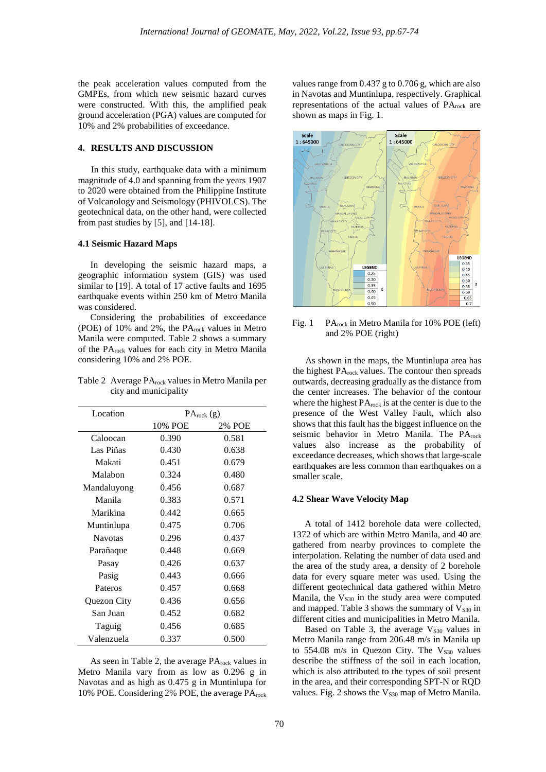the peak acceleration values computed from the GMPEs, from which new seismic hazard curves were constructed. With this, the amplified peak ground acceleration (PGA) values are computed for 10% and 2% probabilities of exceedance.

## 4. RESULTS AND DISCUSSION

In this study, earthquake data with a minimum magnitude of 4.0 and spanning from the years 1907 to 2020 were obtained from the Philippine Institute of Volcanology and Seismology (PHIVOLCS). The geotechnical data, on the other hand, were collected from past studies by [5], and [14-18].

### 4.1 Seismic Hazard Maps

In developing the seismic hazard maps, a geographic information system (GIS) was used similar to [19]. A total of 17 active faults and 1695 earthquake events within 250 km of Metro Manila was considered.

Considering the probabilities of exceedance (POE) of 10% and 2%, the $PA_{rock}$ values in Metro Manila were computed. Table 2 shows a summary of the $PA_{rock}$ values for each city in Metro Manila considering 10% and 2% POE.

Table 2 Average $PA_{rock}$ values in Metro Manila per city and municipality

| Location | $PA_{rock}$ (g) | |
|---|---|---|
| | 10% POE | 2% POE |
| Caloocan | 0.390 | 0.581 |
| Las Piñas | 0.430 | 0.638 |
| Makati | 0.451 | 0.679 |
| Malabon | 0.324 | 0.480 |
| Mandaluyong | 0.456 | 0.687 |
| Manila | 0.383 | 0.571 |
| Marikina | 0.442 | 0.665 |
| Muntinlupa | 0.475 | 0.706 |
| Navotas | 0.296 | 0.437 |
| Parañaque | 0.448 | 0.669 |
| Pasay | 0.426 | 0.637 |
| Pasig | 0.443 | 0.666 |
| Pateros | 0.457 | 0.668 |
| Quezon City | 0.436 | 0.656 |
| San Juan | 0.452 | 0.682 |
| Taguig | 0.456 | 0.685 |
| Valenzuela | 0.337 | 0.500 |

As seen in Table 2, the average $PA_{rock}$ values in Metro Manila vary from as low as 0.296 g in Navotas and as high as 0.475 g in Muntinlupa for 10% POE. Considering 2% POE, the average $PA_{rock}$ values range from 0.437 g to 0.706 g, which are also in Navotas and Muntinlupa, respectively. Graphical representations of the actual values of $PA_{rock}$ are shown as maps in Fig. 1.

Fig. 1 $PA_{rock}$ in Metro Manila for 10% POE (left) and 2% POE (right)

As shown in the maps, the Muntinlupa area has the highest $PA_{rock}$ values. The contour then spreads outwards, decreasing gradually as the distance from the center increases. The behavior of the contour where the highest $PA_{rock}$ is at the center is due to the presence of the West Valley Fault, which also shows that this fault has the biggest influence on the seismic behavior in Metro Manila. The $PA_{rock}$ values also increase as the probability of exceedance decreases, which shows that large-scale earthquakes are less common than earthquakes on a smaller scale.

### 4.2 Shear Wave Velocity Map

A total of 1412 borehole data were collected, 1372 of which are within Metro Manila, and 40 are gathered from nearby provinces to complete the interpolation. Relating the number of data used and the area of the study area, a density of 2 borehole data for every square meter was used. Using the different geotechnical data gathered within Metro Manila, the $V_{S30}$ in the study area were computed and mapped. Table 3 shows the summary of $V_{S30}$ in different cities and municipalities in Metro Manila.

Based on Table 3, the average $V_{S30}$ values in Metro Manila range from 206.48 m/s in Manila up to 554.08 m/s in Quezon City. The $V_{S30}$ values describe the stiffness of the soil in each location, which is also attributed to the types of soil present in the area, and their corresponding SPT-N or RQD values. Fig. 2 shows the $V_{S30}$ map of Metro Manila.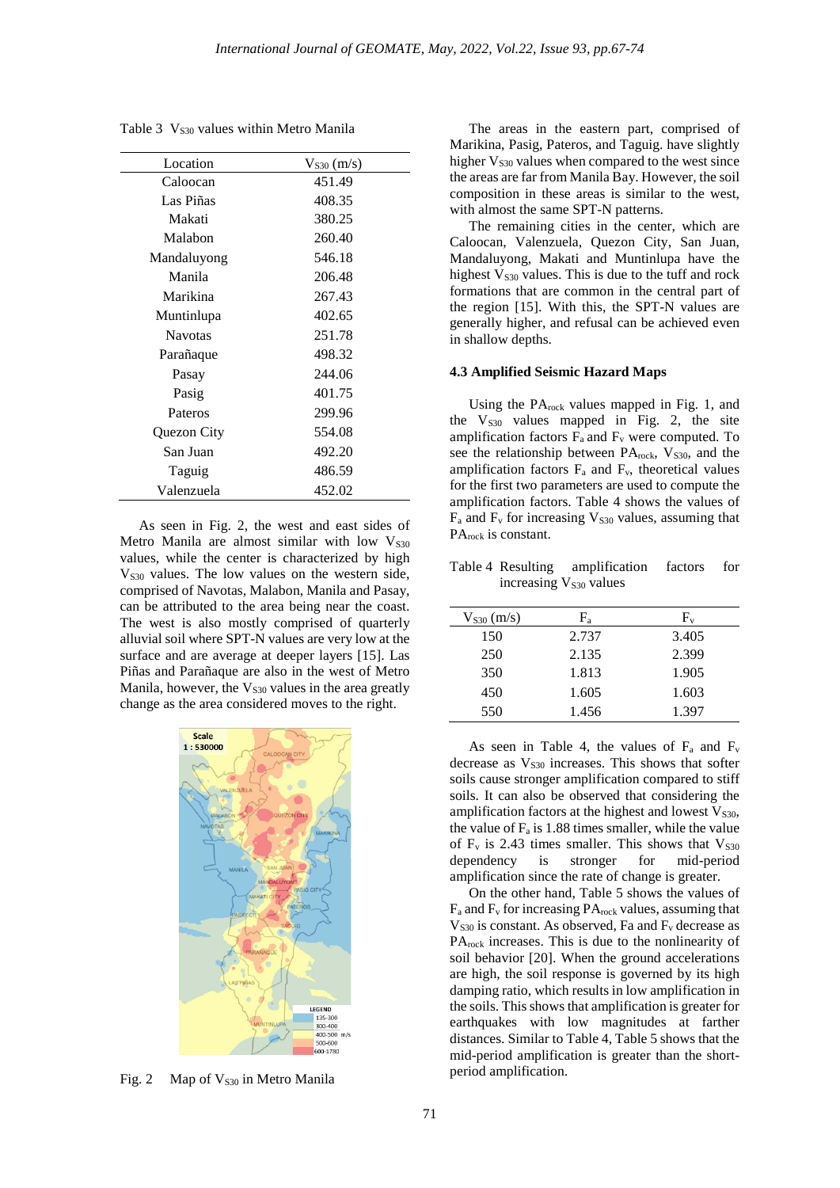Table 3 $V_{S30}$ values within Metro Manila

| Location | $V_{S30}$ (m/s) |
|---|---|
| Caloocan | 451.49 |
| Las Piñas | 408.35 |
| Makati | 380.25 |
| Malabon | 260.40 |
| Mandaluyong | 546.18 |
| Manila | 206.48 |
| Marikina | 267.43 |
| Muntinlupa | 402.65 |
| Navotas | 251.78 |
| Parañaque | 498.32 |
| Pasay | 244.06 |
| Pasig | 401.75 |
| Pateros | 299.96 |
| Quezon City | 554.08 |
| San Juan | 492.20 |
| Taguig | 486.59 |
| Valenzuela | 452.02 |

As seen in Fig. 2, the west and east sides of Metro Manila are almost similar with low $V_{S30}$ values, while the center is characterized by high $V_{S30}$ values. The low values on the western side, comprised of Navotas, Malabon, Manila and Pasay, can be attributed to the area being near the coast. The west is also mostly comprised of quarterly alluvial soil where SPT-N values are very low at the surface and are average at deeper layers [15]. Las Piñas and Parañaque are also in the west of Metro Manila, however, the $V_{S30}$ values in the area greatly change as the area considered moves to the right.

Fig. 2 Map of $V_{S30}$ in Metro Manila

The areas in the eastern part, comprised of Marikina, Pasig, Pateros, and Taguig. have slightly higher $V_{S30}$ values when compared to the west since the areas are far from Manila Bay. However, the soil composition in these areas is similar to the west, with almost the same SPT-N patterns.

The remaining cities in the center, which are Caloocan, Valenzuela, Quezon City, San Juan, Mandaluyong, Makati and Muntinlupa have the highest $V_{S30}$ values. This is due to the tuff and rock formations that are common in the central part of the region [15]. With this, the SPT-N values are generally higher, and refusal can be achieved even in shallow depths.

### 4.3 Amplified Seismic Hazard Maps

Using the $PA_{rock}$ values mapped in Fig. 1, and the $V_{S30}$ values mapped in Fig. 2, the site amplification factors $F_a$ and $F_v$ were computed. To see the relationship between $PA_{rock}$, $V_{S30}$, and the amplification factors $F_a$ and $F_v$, theoretical values for the first two parameters are used to compute the amplification factors. Table 4 shows the values of $F_a$ and $F_v$ for increasing $V_{S30}$ values, assuming that $PA_{rock}$ is constant.

Table 4 Resulting amplification factors for increasing $V_{S30}$ values

| $V_{S30}$ (m/s) | $F_a$ | $F_v$ |
|---|---|---|
| 150 | 2.737 | 3.405 |
| 250 | 2.135 | 2.399 |
| 350 | 1.813 | 1.905 |
| 450 | 1.605 | 1.603 |
| 550 | 1.456 | 1.397 |

As seen in Table 4, the values of $F_a$ and $F_v$ decrease as $V_{S30}$ increases. This shows that softer soils cause stronger amplification compared to stiff soils. It can also be observed that considering the amplification factors at the highest and lowest $V_{S30}$, the value of $F_a$ is 1.88 times smaller, while the value of $F_v$ is 2.43 times smaller. This shows that $V_{S30}$ dependency is stronger for mid-period amplification since the rate of change is greater.

On the other hand, Table 5 shows the values of $F_a$ and $F_v$ for increasing $PA_{rock}$ values, assuming that $V_{S30}$ is constant. As observed, Fa and $F_v$ decrease as $PA_{rock}$ increases. This is due to the nonlinearity of soil behavior [20]. When the ground accelerations are high, the soil response is governed by its high damping ratio, which results in low amplification in the soils. This shows that amplification is greater for earthquakes with low magnitudes at farther distances. Similar to Table 4, Table 5 shows that the mid-period amplification is greater than the short-period amplification.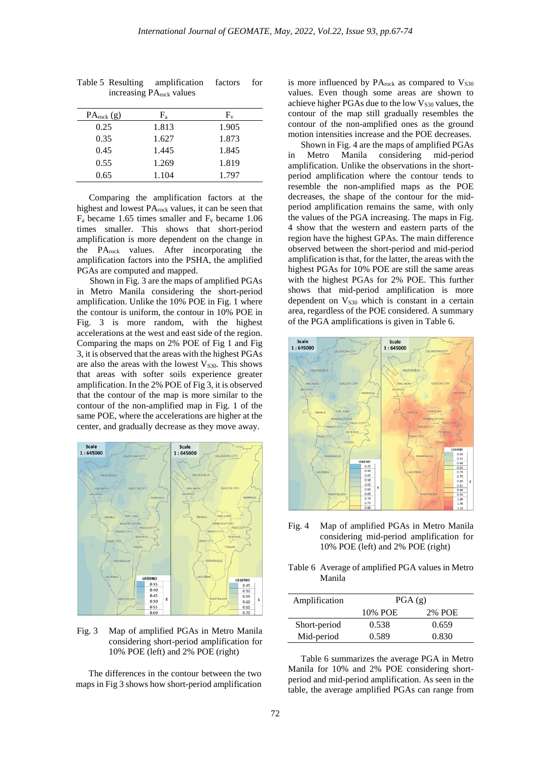Table 5 Resulting amplification factors for increasing $PA_{rock}$ values

| $PA_{rock}$ (g) | $F_a$ | $F_v$ |
|---|---|---|
| 0.25 | 1.813 | 1.905 |
| 0.35 | 1.627 | 1.873 |
| 0.45 | 1.445 | 1.845 |
| 0.55 | 1.269 | 1.819 |
| 0.65 | 1.104 | 1.797 |

Comparing the amplification factors at the highest and lowest $PA_{rock}$ values, it can be seen that $F_a$ became 1.65 times smaller and $F_v$ became 1.06 times smaller. This shows that short-period amplification is more dependent on the change in the $PA_{rock}$ values. After incorporating the amplification factors into the PSHA, the amplified PGAs are computed and mapped.

Shown in Fig. 3 are the maps of amplified PGAs in Metro Manila considering the short-period amplification. Unlike the 10% POE in Fig. 1 where the contour is uniform, the contour in 10% POE in Fig. 3 is more random, with the highest accelerations at the west and east side of the region. Comparing the maps on 2% POE of Fig 1 and Fig 3, it is observed that the areas with the highest PGAs are also the areas with the lowest $V_{S30}$. This shows that areas with softer soils experience greater amplification. In the 2% POE of Fig 3, it is observed that the contour of the map is more similar to the contour of the non-amplified map in Fig. 1 of the same POE, where the accelerations are higher at the center, and gradually decrease as they move away.

Fig. 3 Map of amplified PGAs in Metro Manila considering short-period amplification for 10% POE (left) and 2% POE (right)

The differences in the contour between the two maps in Fig 3 shows how short-period amplification is more influenced by $PA_{rock}$ as compared to $V_{S30}$ values. Even though some areas are shown to achieve higher PGAs due to the low $V_{S30}$ values, the contour of the map still gradually resembles the contour of the non-amplified ones as the ground motion intensities increase and the POE decreases.

Shown in Fig. 4 are the maps of amplified PGAs in Metro Manila considering mid-period amplification. Unlike the observations in the short-period amplification where the contour tends to resemble the non-amplified maps as the POE decreases, the shape of the contour for the mid-period amplification remains the same, with only the values of the PGA increasing. The maps in Fig. 4 show that the western and eastern parts of the region have the highest GPAs. The main difference observed between the short-period and mid-period amplification is that, for the latter, the areas with the highest PGAs for 10% POE are still the same areas with the highest PGAs for 2% POE. This further shows that mid-period amplification is more dependent on $V_{S30}$ which is constant in a certain area, regardless of the POE considered. A summary of the PGA amplifications is given in Table 6.

Fig. 4 Map of amplified PGAs in Metro Manila considering mid-period amplification for 10% POE (left) and 2% POE (right)

Table 6 Average of amplified PGA values in Metro Manila

| Amplification | PGA (g) | |
|---|---|---|
| | 10% POE | 2% POE |
| Short-period | 0.538 | 0.659 |
| Mid-period | 0.589 | 0.830 |

Table 6 summarizes the average PGA in Metro Manila for 10% and 2% POE considering short-period and mid-period amplification. As seen in the table, the average amplified PGAs can range from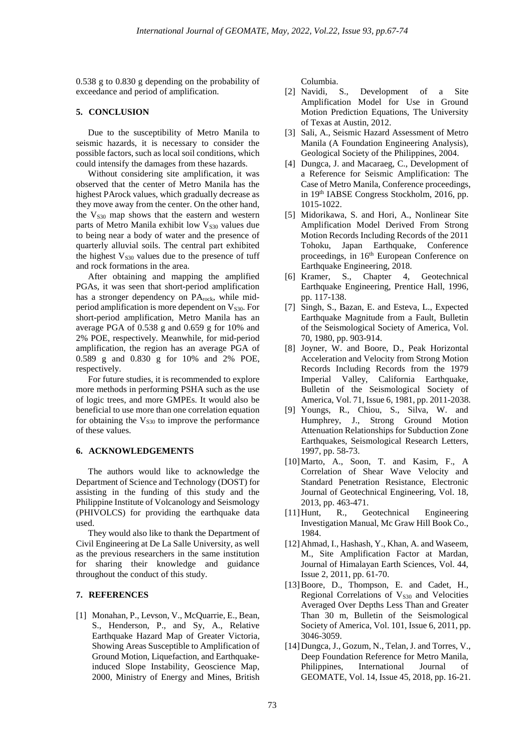0.538 g to 0.830 g depending on the probability of exceedance and period of amplification.

## 5. CONCLUSION

Due to the susceptibility of Metro Manila to seismic hazards, it is necessary to consider the possible factors, such as local soil conditions, which could intensify the damages from these hazards.

Without considering site amplification, it was observed that the center of Metro Manila has the highest PArock values, which gradually decrease as they move away from the center. On the other hand, the $V_{S30}$ map shows that the eastern and western parts of Metro Manila exhibit low $V_{S30}$ values due to being near a body of water and the presence of quarterly alluvial soils. The central part exhibited the highest $V_{S30}$ values due to the presence of tuff and rock formations in the area.

After obtaining and mapping the amplified PGAs, it was seen that short-period amplification has a stronger dependency on $PA_{rock}$, while mid-period amplification is more dependent on $V_{S30}$. For short-period amplification, Metro Manila has an average PGA of 0.538 g and 0.659 g for 10% and 2% POE, respectively. Meanwhile, for mid-period amplification, the region has an average PGA of 0.589 g and 0.830 g for 10% and 2% POE, respectively.

For future studies, it is recommended to explore more methods in performing PSHA such as the use of logic trees, and more GMPEs. It would also be beneficial to use more than one correlation equation for obtaining the $V_{S30}$ to improve the performance of these values.

## 6. ACKNOWLEDGEMENTS

The authors would like to acknowledge the Department of Science and Technology (DOST) for assisting in the funding of this study and the Philippine Institute of Volcanology and Seismology (PHIVOLCS) for providing the earthquake data used.

They would also like to thank the Department of Civil Engineering at De La Salle University, as well as the previous researchers in the same institution for sharing their knowledge and guidance throughout the conduct of this study.

## 7. REFERENCES

[1] Monahan, P., Levson, V., McQuarrie, E., Bean, S., Henderson, P., and Sy, A., Relative Earthquake Hazard Map of Greater Victoria, Showing Areas Susceptible to Amplification of Ground Motion, Liquefaction, and Earthquake-induced Slope Instability, Geoscience Map, 2000, Ministry of Energy and Mines, British Columbia.

[2] Navidi, S., Development of a Site Amplification Model for Use in Ground Motion Prediction Equations, The University of Texas at Austin, 2012.

[3] Sali, A., Seismic Hazard Assessment of Metro Manila (A Foundation Engineering Analysis), Geological Society of the Philippines, 2004.

[4] Dungca, J. and Macaraeg, C., Development of a Reference for Seismic Amplification: The Case of Metro Manila, Conference proceedings, in 19th IABSE Congress Stockholm, 2016, pp. 1015-1022.

[5] Midorikawa, S. and Hori, A., Nonlinear Site Amplification Model Derived From Strong Motion Records Including Records of the 2011 Tohoku, Japan Earthquake, Conference proceedings, in 16th European Conference on Earthquake Engineering, 2018.

[6] Kramer, S., Chapter 4, Geotechnical Earthquake Engineering, Prentice Hall, 1996, pp. 117-138.

[7] Singh, S., Bazan, E. and Esteva, L., Expected Earthquake Magnitude from a Fault, Bulletin of the Seismological Society of America, Vol. 70, 1980, pp. 903-914.

[8] Joyner, W. and Boore, D., Peak Horizontal Acceleration and Velocity from Strong Motion Records Including Records from the 1979 Imperial Valley, California Earthquake, Bulletin of the Seismological Society of America, Vol. 71, Issue 6, 1981, pp. 2011-2038.

[9] Youngs, R., Chiou, S., Silva, W. and Humphrey, J., Strong Ground Motion Attenuation Relationships for Subduction Zone Earthquakes, Seismological Research Letters, 1997, pp. 58-73.

[10] Marto, A., Soon, T. and Kasim, F., A Correlation of Shear Wave Velocity and Standard Penetration Resistance, Electronic Journal of Geotechnical Engineering, Vol. 18, 2013, pp. 463-471.

[11] Hunt, R., Geotechnical Engineering Investigation Manual, Mc Graw Hill Book Co., 1984.

[12] Ahmad, I., Hashash, Y., Khan, A. and Waseem, M., Site Amplification Factor at Mardan, Journal of Himalayan Earth Sciences, Vol. 44, Issue 2, 2011, pp. 61-70.

[13] Boore, D., Thompson, E. and Cadet, H., Regional Correlations of $V_{S30}$ and Velocities Averaged Over Depths Less Than and Greater Than 30 m, Bulletin of the Seismological Society of America, Vol. 101, Issue 6, 2011, pp. 3046-3059.

[14] Dungca, J., Gozum, N., Telan, J. and Torres, V., Deep Foundation Reference for Metro Manila, Philippines, International Journal of GEOMATE, Vol. 14, Issue 45, 2018, pp. 16-21.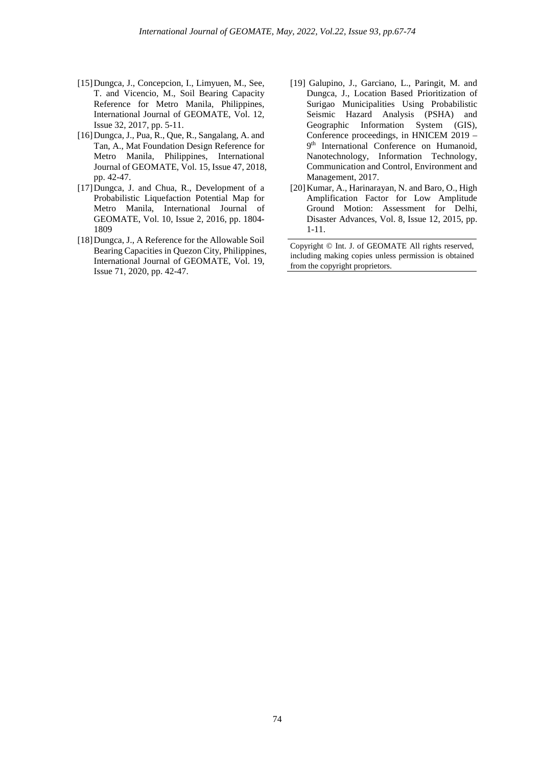[15] Dungca, J., Concepcion, I., Limyuen, M., See, T. and Vicencio, M., Soil Bearing Capacity Reference for Metro Manila, Philippines, International Journal of GEOMATE, Vol. 12, Issue 32, 2017, pp. 5-11.

[16] Dungca, J., Pua, R., Que, R., Sangalang, A. and Tan, A., Mat Foundation Design Reference for Metro Manila, Philippines, International Journal of GEOMATE, Vol. 15, Issue 47, 2018, pp. 42-47.

[17] Dungca, J. and Chua, R., Development of a Probabilistic Liquefaction Potential Map for Metro Manila, International Journal of GEOMATE, Vol. 10, Issue 2, 2016, pp. 1804-1809

[18] Dungca, J., A Reference for the Allowable Soil Bearing Capacities in Quezon City, Philippines, International Journal of GEOMATE, Vol. 19, Issue 71, 2020, pp. 42-47.

[19] Galupino, J., Garciano, L., Paringit, M. and Dungca, J., Location Based Prioritization of Surigao Municipalities Using Probabilistic Seismic Hazard Analysis (PSHA) and Geographic Information System (GIS), Conference proceedings, in HNICEM 2019 – 9th International Conference on Humanoid, Nanotechnology, Information Technology, Communication and Control, Environment and Management, 2017.

[20] Kumar, A., Harinarayan, N. and Baro, O., High Amplification Factor for Low Amplitude Ground Motion: Assessment for Delhi, Disaster Advances, Vol. 8, Issue 12, 2015, pp. 1-11.

Copyright © Int. J. of GEOMATE All rights reserved, including making copies unless permission is obtained from the copyright proprietors.